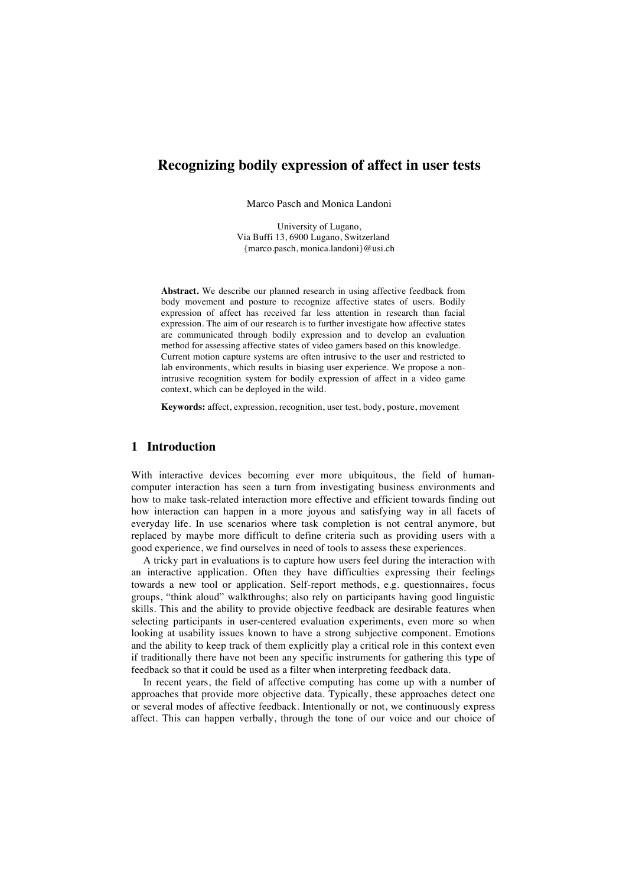# Recognizing bodily expression of affect in user tests

Marco Pasch and Monica Landoni

University of Lugano,
Via Buffi 13, 6900 Lugano, Switzerland
{marco.pasch, monica.landoni}@usi.ch

**Abstract.** We describe our planned research in using affective feedback from body movement and posture to recognize affective states of users. Bodily expression of affect has received far less attention in research than facial expression. The aim of our research is to further investigate how affective states are communicated through bodily expression and to develop an evaluation method for assessing affective states of video gamers based on this knowledge. Current motion capture systems are often intrusive to the user and restricted to lab environments, which results in biasing user experience. We propose a non-intrusive recognition system for bodily expression of affect in a video game context, which can be deployed in the wild.

**Keywords:** affect, expression, recognition, user test, body, posture, movement

## 1 Introduction

With interactive devices becoming ever more ubiquitous, the field of human-computer interaction has seen a turn from investigating business environments and how to make task-related interaction more effective and efficient towards finding out how interaction can happen in a more joyous and satisfying way in all facets of everyday life. In use scenarios where task completion is not central anymore, but replaced by maybe more difficult to define criteria such as providing users with a good experience, we find ourselves in need of tools to assess these experiences.

A tricky part in evaluations is to capture how users feel during the interaction with an interactive application. Often they have difficulties expressing their feelings towards a new tool or application. Self-report methods, e.g. questionnaires, focus groups, "think aloud" walkthroughs; also rely on participants having good linguistic skills. This and the ability to provide objective feedback are desirable features when selecting participants in user-centered evaluation experiments, even more so when looking at usability issues known to have a strong subjective component. Emotions and the ability to keep track of them explicitly play a critical role in this context even if traditionally there have not been any specific instruments for gathering this type of feedback so that it could be used as a filter when interpreting feedback data.

In recent years, the field of affective computing has come up with a number of approaches that provide more objective data. Typically, these approaches detect one or several modes of affective feedback. Intentionally or not, we continuously express affect. This can happen verbally, through the tone of our voice and our choice of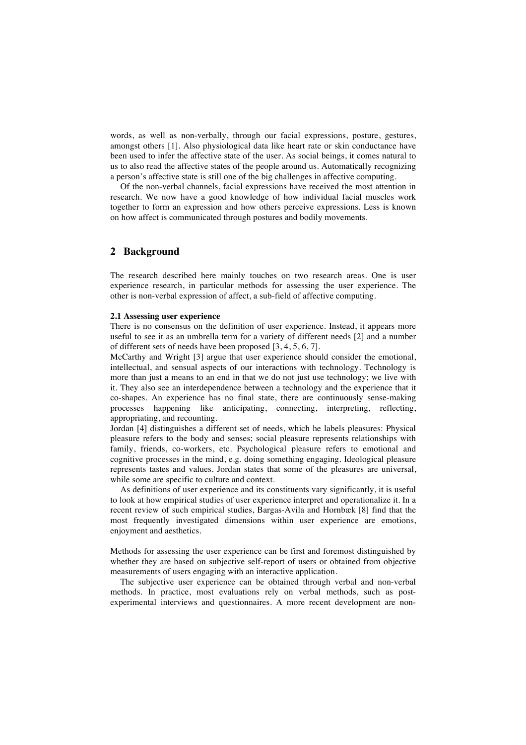words, as well as non-verbally, through our facial expressions, posture, gestures, amongst others [1]. Also physiological data like heart rate or skin conductance have been used to infer the affective state of the user. As social beings, it comes natural to us to also read the affective states of the people around us. Automatically recognizing a person's affective state is still one of the big challenges in affective computing.

Of the non-verbal channels, facial expressions have received the most attention in research. We now have a good knowledge of how individual facial muscles work together to form an expression and how others perceive expressions. Less is known on how affect is communicated through postures and bodily movements.

## 2 Background

The research described here mainly touches on two research areas. One is user experience research, in particular methods for assessing the user experience. The other is non-verbal expression of affect, a sub-field of affective computing.

### 2.1 Assessing user experience

There is no consensus on the definition of user experience. Instead, it appears more useful to see it as an umbrella term for a variety of different needs [2] and a number of different sets of needs have been proposed [3, 4, 5, 6, 7].

McCarthy and Wright [3] argue that user experience should consider the emotional, intellectual, and sensual aspects of our interactions with technology. Technology is more than just a means to an end in that we do not just use technology; we live with it. They also see an interdependence between a technology and the experience that it co-shapes. An experience has no final state, there are continuously sense-making processes happening like anticipating, connecting, interpreting, reflecting, appropriating, and recounting.

Jordan [4] distinguishes a different set of needs, which he labels pleasures: Physical pleasure refers to the body and senses; social pleasure represents relationships with family, friends, co-workers, etc. Psychological pleasure refers to emotional and cognitive processes in the mind, e.g. doing something engaging. Ideological pleasure represents tastes and values. Jordan states that some of the pleasures are universal, while some are specific to culture and context.

As definitions of user experience and its constituents vary significantly, it is useful to look at how empirical studies of user experience interpret and operationalize it. In a recent review of such empirical studies, Bargas-Avila and Hornbæk [8] find that the most frequently investigated dimensions within user experience are emotions, enjoyment and aesthetics.

Methods for assessing the user experience can be first and foremost distinguished by whether they are based on subjective self-report of users or obtained from objective measurements of users engaging with an interactive application.

The subjective user experience can be obtained through verbal and non-verbal methods. In practice, most evaluations rely on verbal methods, such as post-experimental interviews and questionnaires. A more recent development are non-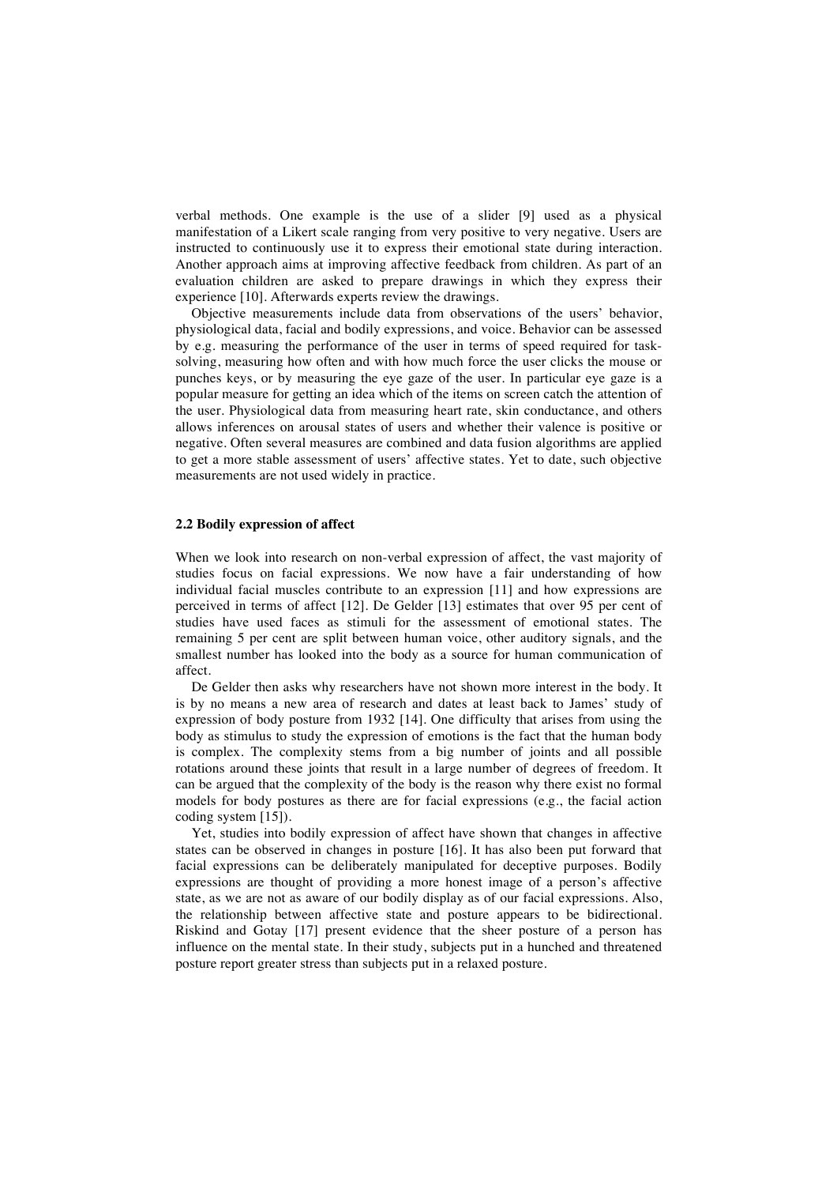verbal methods. One example is the use of a slider [9] used as a physical manifestation of a Likert scale ranging from very positive to very negative. Users are instructed to continuously use it to express their emotional state during interaction. Another approach aims at improving affective feedback from children. As part of an evaluation children are asked to prepare drawings in which they express their experience [10]. Afterwards experts review the drawings.

Objective measurements include data from observations of the users' behavior, physiological data, facial and bodily expressions, and voice. Behavior can be assessed by e.g. measuring the performance of the user in terms of speed required for task-solving, measuring how often and with how much force the user clicks the mouse or punches keys, or by measuring the eye gaze of the user. In particular eye gaze is a popular measure for getting an idea which of the items on screen catch the attention of the user. Physiological data from measuring heart rate, skin conductance, and others allows inferences on arousal states of users and whether their valence is positive or negative. Often several measures are combined and data fusion algorithms are applied to get a more stable assessment of users' affective states. Yet to date, such objective measurements are not used widely in practice.

### 2.2 Bodily expression of affect

When we look into research on non-verbal expression of affect, the vast majority of studies focus on facial expressions. We now have a fair understanding of how individual facial muscles contribute to an expression [11] and how expressions are perceived in terms of affect [12]. De Gelder [13] estimates that over 95 per cent of studies have used faces as stimuli for the assessment of emotional states. The remaining 5 per cent are split between human voice, other auditory signals, and the smallest number has looked into the body as a source for human communication of affect.

De Gelder then asks why researchers have not shown more interest in the body. It is by no means a new area of research and dates at least back to James' study of expression of body posture from 1932 [14]. One difficulty that arises from using the body as stimulus to study the expression of emotions is the fact that the human body is complex. The complexity stems from a big number of joints and all possible rotations around these joints that result in a large number of degrees of freedom. It can be argued that the complexity of the body is the reason why there exist no formal models for body postures as there are for facial expressions (e.g., the facial action coding system [15]).

Yet, studies into bodily expression of affect have shown that changes in affective states can be observed in changes in posture [16]. It has also been put forward that facial expressions can be deliberately manipulated for deceptive purposes. Bodily expressions are thought of providing a more honest image of a person's affective state, as we are not as aware of our bodily display as of our facial expressions. Also, the relationship between affective state and posture appears to be bidirectional. Riskind and Gotay [17] present evidence that the sheer posture of a person has influence on the mental state. In their study, subjects put in a hunched and threatened posture report greater stress than subjects put in a relaxed posture.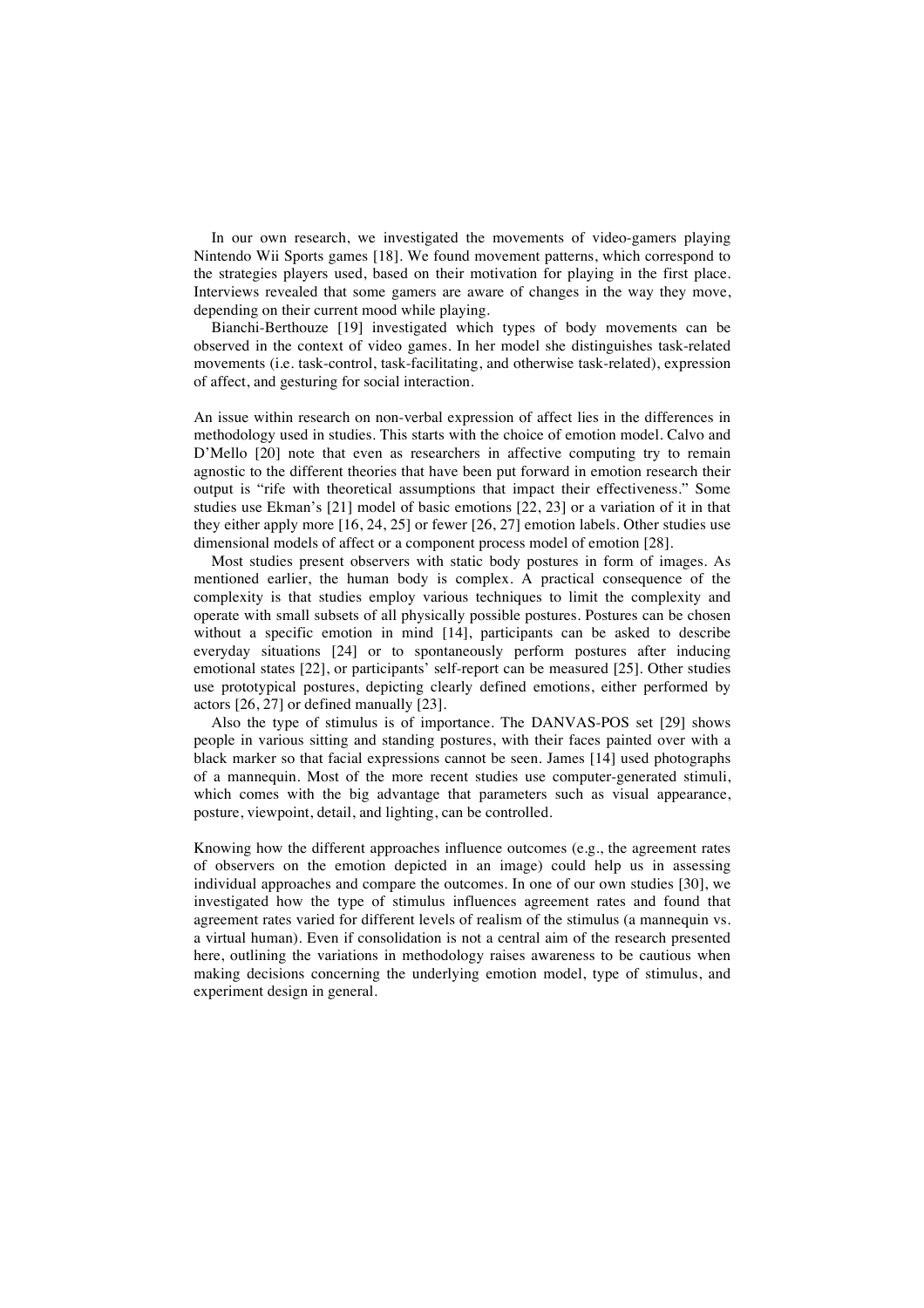In our own research, we investigated the movements of video-gamers playing Nintendo Wii Sports games [18]. We found movement patterns, which correspond to the strategies players used, based on their motivation for playing in the first place. Interviews revealed that some gamers are aware of changes in the way they move, depending on their current mood while playing.

Bianchi-Berthouze [19] investigated which types of body movements can be observed in the context of video games. In her model she distinguishes task-related movements (i.e. task-control, task-facilitating, and otherwise task-related), expression of affect, and gesturing for social interaction.

An issue within research on non-verbal expression of affect lies in the differences in methodology used in studies. This starts with the choice of emotion model. Calvo and D'Mello [20] note that even as researchers in affective computing try to remain agnostic to the different theories that have been put forward in emotion research their output is "rife with theoretical assumptions that impact their effectiveness." Some studies use Ekman's [21] model of basic emotions [22, 23] or a variation of it in that they either apply more [16, 24, 25] or fewer [26, 27] emotion labels. Other studies use dimensional models of affect or a component process model of emotion [28].

Most studies present observers with static body postures in form of images. As mentioned earlier, the human body is complex. A practical consequence of the complexity is that studies employ various techniques to limit the complexity and operate with small subsets of all physically possible postures. Postures can be chosen without a specific emotion in mind [14], participants can be asked to describe everyday situations [24] or to spontaneously perform postures after inducing emotional states [22], or participants' self-report can be measured [25]. Other studies use prototypical postures, depicting clearly defined emotions, either performed by actors [26, 27] or defined manually [23].

Also the type of stimulus is of importance. The DANVAS-POS set [29] shows people in various sitting and standing postures, with their faces painted over with a black marker so that facial expressions cannot be seen. James [14] used photographs of a mannequin. Most of the more recent studies use computer-generated stimuli, which comes with the big advantage that parameters such as visual appearance, posture, viewpoint, detail, and lighting, can be controlled.

Knowing how the different approaches influence outcomes (e.g., the agreement rates of observers on the emotion depicted in an image) could help us in assessing individual approaches and compare the outcomes. In one of our own studies [30], we investigated how the type of stimulus influences agreement rates and found that agreement rates varied for different levels of realism of the stimulus (a mannequin vs. a virtual human). Even if consolidation is not a central aim of the research presented here, outlining the variations in methodology raises awareness to be cautious when making decisions concerning the underlying emotion model, type of stimulus, and experiment design in general.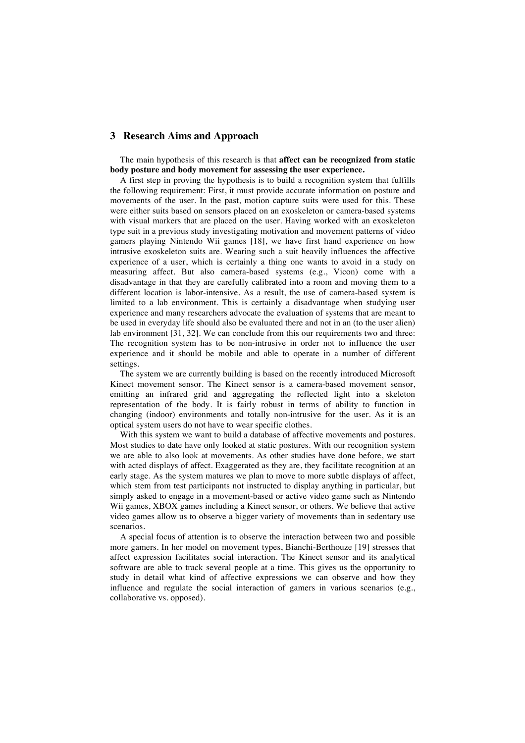## 3 Research Aims and Approach

The main hypothesis of this research is that **affect can be recognized from static body posture and body movement for assessing the user experience.**

A first step in proving the hypothesis is to build a recognition system that fulfills the following requirement: First, it must provide accurate information on posture and movements of the user. In the past, motion capture suits were used for this. These were either suits based on sensors placed on an exoskeleton or camera-based systems with visual markers that are placed on the user. Having worked with an exoskeleton type suit in a previous study investigating motivation and movement patterns of video gamers playing Nintendo Wii games [18], we have first hand experience on how intrusive exoskeleton suits are. Wearing such a suit heavily influences the affective experience of a user, which is certainly a thing one wants to avoid in a study on measuring affect. But also camera-based systems (e.g., Vicon) come with a disadvantage in that they are carefully calibrated into a room and moving them to a different location is labor-intensive. As a result, the use of camera-based system is limited to a lab environment. This is certainly a disadvantage when studying user experience and many researchers advocate the evaluation of systems that are meant to be used in everyday life should also be evaluated there and not in an (to the user alien) lab environment [31, 32]. We can conclude from this our requirements two and three: The recognition system has to be non-intrusive in order not to influence the user experience and it should be mobile and able to operate in a number of different settings.

The system we are currently building is based on the recently introduced Microsoft Kinect movement sensor. The Kinect sensor is a camera-based movement sensor, emitting an infrared grid and aggregating the reflected light into a skeleton representation of the body. It is fairly robust in terms of ability to function in changing (indoor) environments and totally non-intrusive for the user. As it is an optical system users do not have to wear specific clothes.

With this system we want to build a database of affective movements and postures. Most studies to date have only looked at static postures. With our recognition system we are able to also look at movements. As other studies have done before, we start with acted displays of affect. Exaggerated as they are, they facilitate recognition at an early stage. As the system matures we plan to move to more subtle displays of affect, which stem from test participants not instructed to display anything in particular, but simply asked to engage in a movement-based or active video game such as Nintendo Wii games, XBOX games including a Kinect sensor, or others. We believe that active video games allow us to observe a bigger variety of movements than in sedentary use scenarios.

A special focus of attention is to observe the interaction between two and possible more gamers. In her model on movement types, Bianchi-Berthouze [19] stresses that affect expression facilitates social interaction. The Kinect sensor and its analytical software are able to track several people at a time. This gives us the opportunity to study in detail what kind of affective expressions we can observe and how they influence and regulate the social interaction of gamers in various scenarios (e.g., collaborative vs. opposed).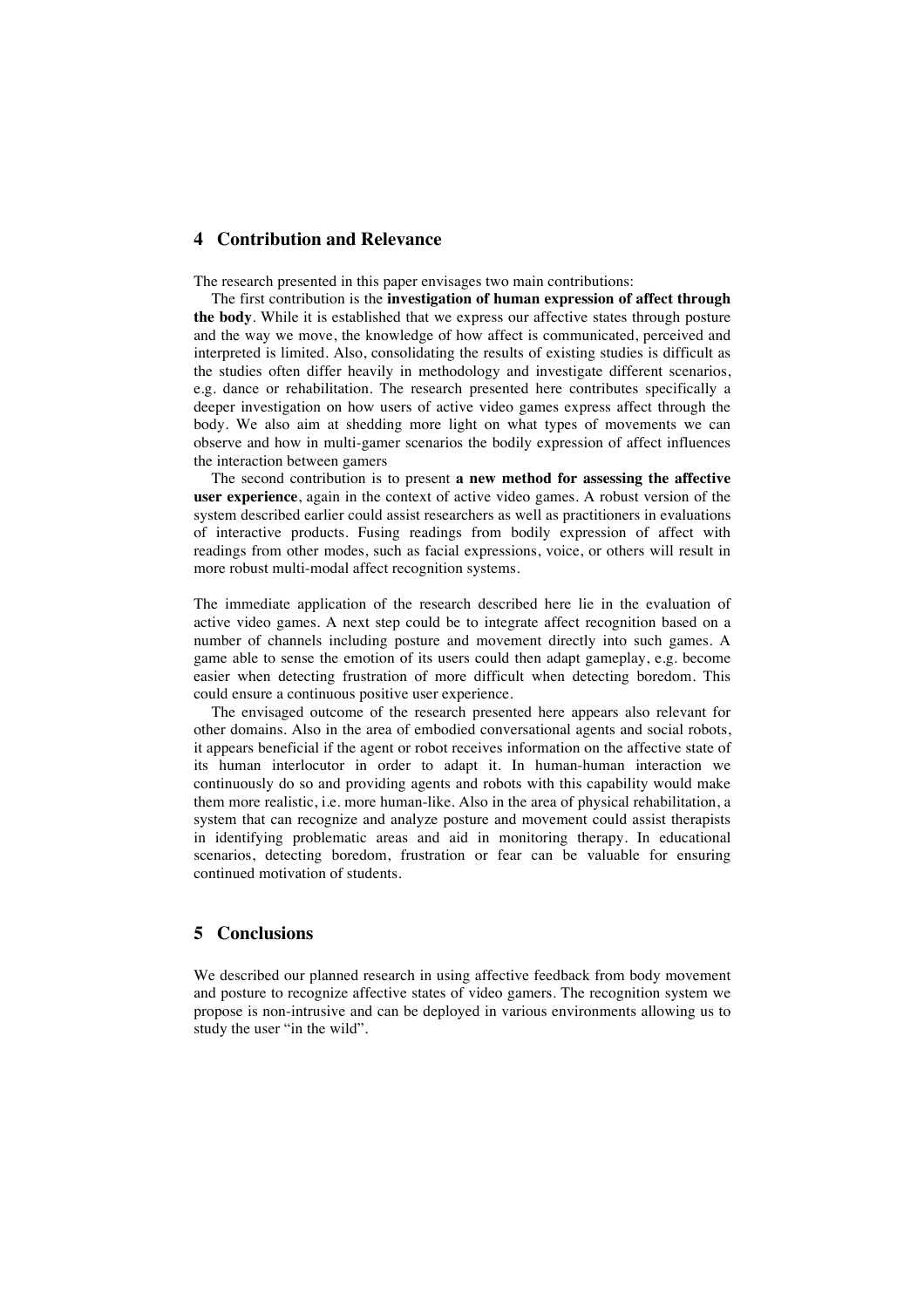## 4 Contribution and Relevance

The research presented in this paper envisages two main contributions:

The first contribution is the **investigation of human expression of affect through the body**. While it is established that we express our affective states through posture and the way we move, the knowledge of how affect is communicated, perceived and interpreted is limited. Also, consolidating the results of existing studies is difficult as the studies often differ heavily in methodology and investigate different scenarios, e.g. dance or rehabilitation. The research presented here contributes specifically a deeper investigation on how users of active video games express affect through the body. We also aim at shedding more light on what types of movements we can observe and how in multi-gamer scenarios the bodily expression of affect influences the interaction between gamers

The second contribution is to present **a new method for assessing the affective user experience**, again in the context of active video games. A robust version of the system described earlier could assist researchers as well as practitioners in evaluations of interactive products. Fusing readings from bodily expression of affect with readings from other modes, such as facial expressions, voice, or others will result in more robust multi-modal affect recognition systems.

The immediate application of the research described here lie in the evaluation of active video games. A next step could be to integrate affect recognition based on a number of channels including posture and movement directly into such games. A game able to sense the emotion of its users could then adapt gameplay, e.g. become easier when detecting frustration of more difficult when detecting boredom. This could ensure a continuous positive user experience.

The envisaged outcome of the research presented here appears also relevant for other domains. Also in the area of embodied conversational agents and social robots, it appears beneficial if the agent or robot receives information on the affective state of its human interlocutor in order to adapt it. In human-human interaction we continuously do so and providing agents and robots with this capability would make them more realistic, i.e. more human-like. Also in the area of physical rehabilitation, a system that can recognize and analyze posture and movement could assist therapists in identifying problematic areas and aid in monitoring therapy. In educational scenarios, detecting boredom, frustration or fear can be valuable for ensuring continued motivation of students.

## 5 Conclusions

We described our planned research in using affective feedback from body movement and posture to recognize affective states of video gamers. The recognition system we propose is non-intrusive and can be deployed in various environments allowing us to study the user "in the wild".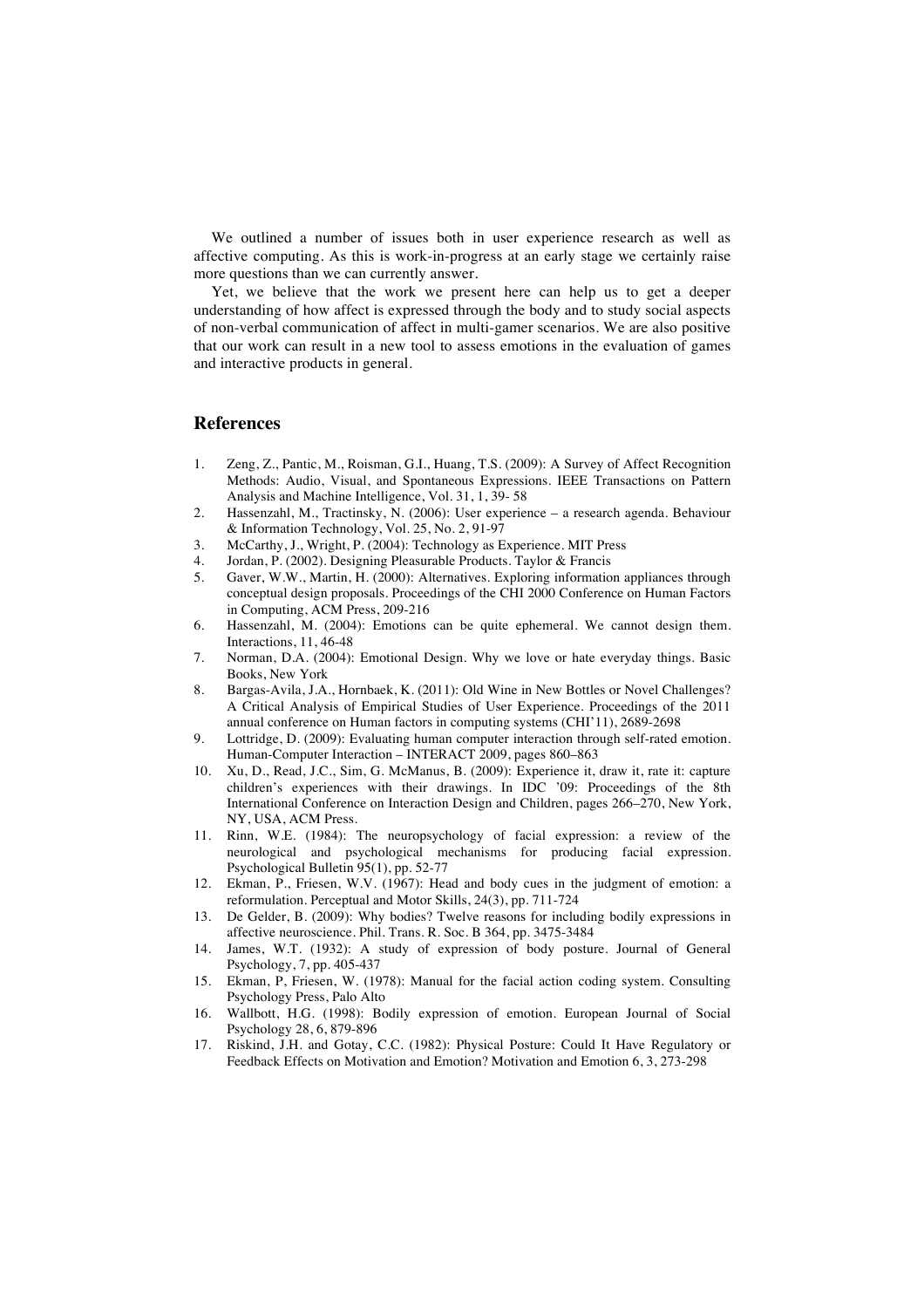We outlined a number of issues both in user experience research as well as affective computing. As this is work-in-progress at an early stage we certainly raise more questions than we can currently answer.

Yet, we believe that the work we present here can help us to get a deeper understanding of how affect is expressed through the body and to study social aspects of non-verbal communication of affect in multi-gamer scenarios. We are also positive that our work can result in a new tool to assess emotions in the evaluation of games and interactive products in general.

## References

1. Zeng, Z., Pantic, M., Roisman, G.I., Huang, T.S. (2009): A Survey of Affect Recognition Methods: Audio, Visual, and Spontaneous Expressions. IEEE Transactions on Pattern Analysis and Machine Intelligence, Vol. 31, 1, 39- 58
2. Hassenzahl, M., Tractinsky, N. (2006): User experience – a research agenda. Behaviour & Information Technology, Vol. 25, No. 2, 91-97
3. McCarthy, J., Wright, P. (2004): Technology as Experience. MIT Press
4. Jordan, P. (2002). Designing Pleasurable Products. Taylor & Francis
5. Gaver, W.W., Martin, H. (2000): Alternatives. Exploring information appliances through conceptual design proposals. Proceedings of the CHI 2000 Conference on Human Factors in Computing, ACM Press, 209-216
6. Hassenzahl, M. (2004): Emotions can be quite ephemeral. We cannot design them. Interactions, 11, 46-48
7. Norman, D.A. (2004): Emotional Design. Why we love or hate everyday things. Basic Books, New York
8. Bargas-Avila, J.A., Hornbaek, K. (2011): Old Wine in New Bottles or Novel Challenges? A Critical Analysis of Empirical Studies of User Experience. Proceedings of the 2011 annual conference on Human factors in computing systems (CHI'11), 2689-2698
9. Lottridge, D. (2009): Evaluating human computer interaction through self-rated emotion. Human-Computer Interaction – INTERACT 2009, pages 860–863
10. Xu, D., Read, J.C., Sim, G. McManus, B. (2009): Experience it, draw it, rate it: capture children's experiences with their drawings. In IDC '09: Proceedings of the 8th International Conference on Interaction Design and Children, pages 266–270, New York, NY, USA, ACM Press.
11. Rinn, W.E. (1984): The neuropsychology of facial expression: a review of the neurological and psychological mechanisms for producing facial expression. Psychological Bulletin 95(1), pp. 52-77
12. Ekman, P., Friesen, W.V. (1967): Head and body cues in the judgment of emotion: a reformulation. Perceptual and Motor Skills, 24(3), pp. 711-724
13. De Gelder, B. (2009): Why bodies? Twelve reasons for including bodily expressions in affective neuroscience. Phil. Trans. R. Soc. B 364, pp. 3475-3484
14. James, W.T. (1932): A study of expression of body posture. Journal of General Psychology, 7, pp. 405-437
15. Ekman, P, Friesen, W. (1978): Manual for the facial action coding system. Consulting Psychology Press, Palo Alto
16. Wallbott, H.G. (1998): Bodily expression of emotion. European Journal of Social Psychology 28, 6, 879-896
17. Riskind, J.H. and Gotay, C.C. (1982): Physical Posture: Could It Have Regulatory or Feedback Effects on Motivation and Emotion? Motivation and Emotion 6, 3, 273-298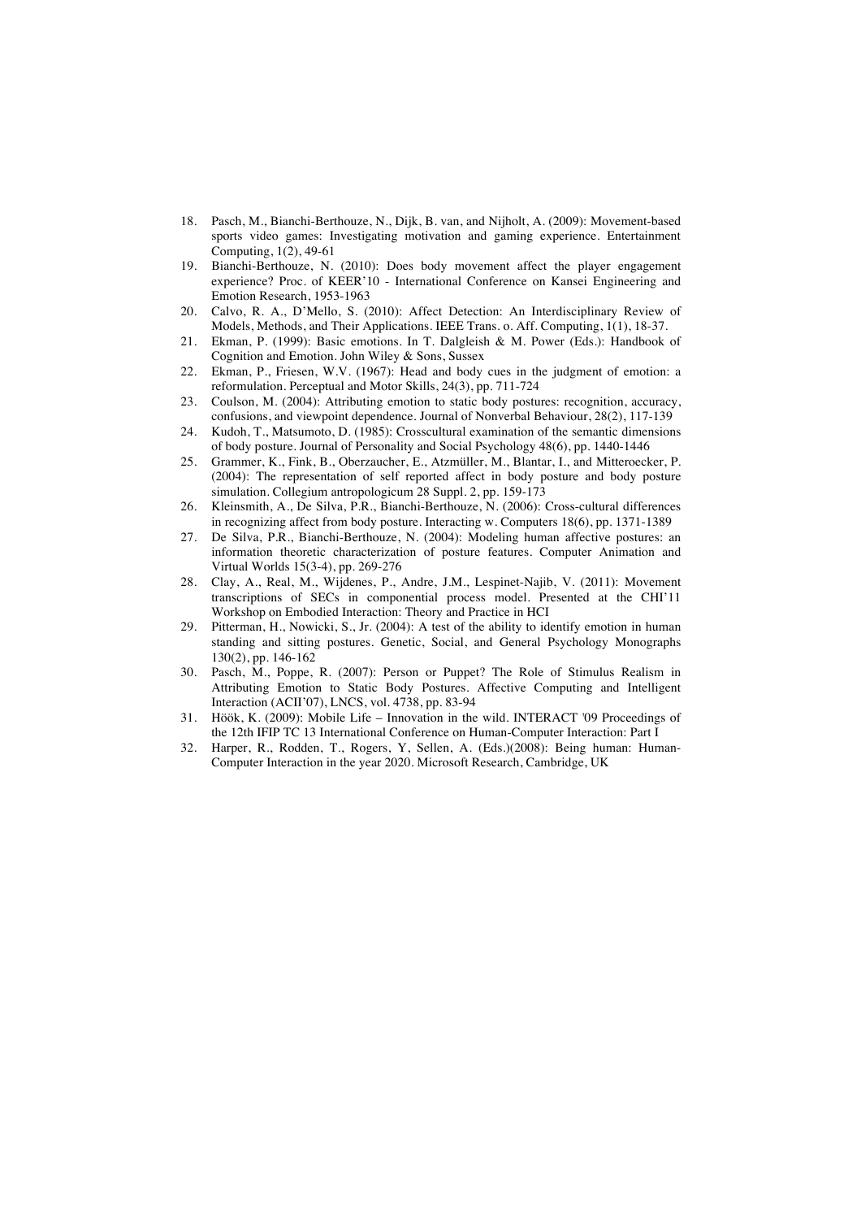18. Pasch, M., Bianchi-Berthouze, N., Dijk, B. van, and Nijholt, A. (2009): Movement-based sports video games: Investigating motivation and gaming experience. Entertainment Computing, 1(2), 49-61
19. Bianchi-Berthouze, N. (2010): Does body movement affect the player engagement experience? Proc. of KEER'10 - International Conference on Kansei Engineering and Emotion Research, 1953-1963
20. Calvo, R. A., D'Mello, S. (2010): Affect Detection: An Interdisciplinary Review of Models, Methods, and Their Applications. IEEE Trans. o. Aff. Computing, 1(1), 18-37.
21. Ekman, P. (1999): Basic emotions. In T. Dalgleish & M. Power (Eds.): Handbook of Cognition and Emotion. John Wiley & Sons, Sussex
22. Ekman, P., Friesen, W.V. (1967): Head and body cues in the judgment of emotion: a reformulation. Perceptual and Motor Skills, 24(3), pp. 711-724
23. Coulson, M. (2004): Attributing emotion to static body postures: recognition, accuracy, confusions, and viewpoint dependence. Journal of Nonverbal Behaviour, 28(2), 117-139
24. Kudoh, T., Matsumoto, D. (1985): Crosscultural examination of the semantic dimensions of body posture. Journal of Personality and Social Psychology 48(6), pp. 1440-1446
25. Grammer, K., Fink, B., Oberzaucher, E., Atzmüller, M., Blantar, I., and Mitteroecker, P. (2004): The representation of self reported affect in body posture and body posture simulation. Collegium antropologicum 28 Suppl. 2, pp. 159-173
26. Kleinsmith, A., De Silva, P.R., Bianchi-Berthouze, N. (2006): Cross-cultural differences in recognizing affect from body posture. Interacting w. Computers 18(6), pp. 1371-1389
27. De Silva, P.R., Bianchi-Berthouze, N. (2004): Modeling human affective postures: an information theoretic characterization of posture features. Computer Animation and Virtual Worlds 15(3-4), pp. 269-276
28. Clay, A., Real, M., Wijdenes, P., Andre, J.M., Lespinet-Najib, V. (2011): Movement transcriptions of SECs in componential process model. Presented at the CHI'11 Workshop on Embodied Interaction: Theory and Practice in HCI
29. Pitterman, H., Nowicki, S., Jr. (2004): A test of the ability to identify emotion in human standing and sitting postures. Genetic, Social, and General Psychology Monographs 130(2), pp. 146-162
30. Pasch, M., Poppe, R. (2007): Person or Puppet? The Role of Stimulus Realism in Attributing Emotion to Static Body Postures. Affective Computing and Intelligent Interaction (ACII'07), LNCS, vol. 4738, pp. 83-94
31. Höök, K. (2009): Mobile Life – Innovation in the wild. INTERACT '09 Proceedings of the 12th IFIP TC 13 International Conference on Human-Computer Interaction: Part I
32. Harper, R., Rodden, T., Rogers, Y, Sellen, A. (Eds.)(2008): Being human: Human-Computer Interaction in the year 2020. Microsoft Research, Cambridge, UK